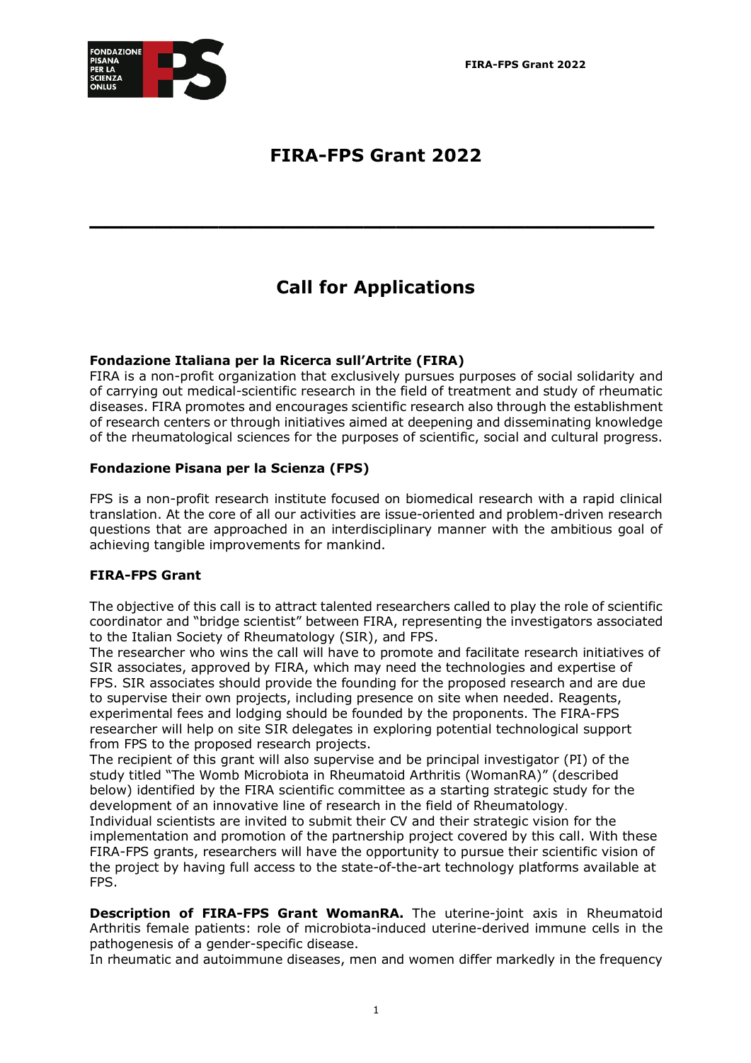# FIRA-FPS Grant 2022

---

## Call for Applications

**Fondazione Italiana per la Ricerca sull'Artrite (FIRA)**
FIRA is a non-profit organization that exclusively pursues purposes of social solidarity and of carrying out medical-scientific research in the field of treatment and study of rheumatic diseases. FIRA promotes and encourages scientific research also through the establishment of research centers or through initiatives aimed at deepening and disseminating knowledge of the rheumatological sciences for the purposes of scientific, social and cultural progress.

**Fondazione Pisana per la Scienza (FPS)**

FPS is a non-profit research institute focused on biomedical research with a rapid clinical translation. At the core of all our activities are issue-oriented and problem-driven research questions that are approached in an interdisciplinary manner with the ambitious goal of achieving tangible improvements for mankind.

**FIRA-FPS Grant**

The objective of this call is to attract talented researchers called to play the role of scientific coordinator and "bridge scientist" between FIRA, representing the investigators associated to the Italian Society of Rheumatology (SIR), and FPS.
The researcher who wins the call will have to promote and facilitate research initiatives of SIR associates, approved by FIRA, which may need the technologies and expertise of FPS. SIR associates should provide the founding for the proposed research and are due to supervise their own projects, including presence on site when needed. Reagents, experimental fees and lodging should be founded by the proponents. The FIRA-FPS researcher will help on site SIR delegates in exploring potential technological support from FPS to the proposed research projects.
The recipient of this grant will also supervise and be principal investigator (PI) of the study titled "The Womb Microbiota in Rheumatoid Arthritis (WomanRA)" (described below) identified by the FIRA scientific committee as a starting strategic study for the development of an innovative line of research in the field of Rheumatology.
Individual scientists are invited to submit their CV and their strategic vision for the implementation and promotion of the partnership project covered by this call. With these FIRA-FPS grants, researchers will have the opportunity to pursue their scientific vision of the project by having full access to the state-of-the-art technology platforms available at FPS.

**Description of FIRA-FPS Grant WomanRA.** The uterine-joint axis in Rheumatoid Arthritis female patients: role of microbiota-induced uterine-derived immune cells in the pathogenesis of a gender-specific disease.
In rheumatic and autoimmune diseases, men and women differ markedly in the frequency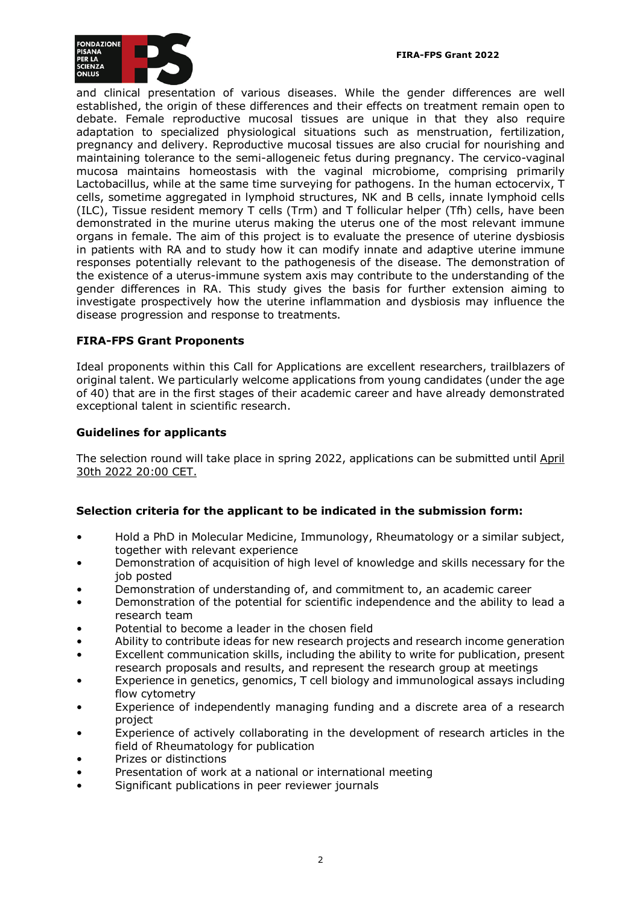and clinical presentation of various diseases. While the gender differences are well established, the origin of these differences and their effects on treatment remain open to debate. Female reproductive mucosal tissues are unique in that they also require adaptation to specialized physiological situations such as menstruation, fertilization, pregnancy and delivery. Reproductive mucosal tissues are also crucial for nourishing and maintaining tolerance to the semi-allogeneic fetus during pregnancy. The cervico-vaginal mucosa maintains homeostasis with the vaginal microbiome, comprising primarily Lactobacillus, while at the same time surveying for pathogens. In the human ectocervix, T cells, sometime aggregated in lymphoid structures, NK and B cells, innate lymphoid cells (ILC), Tissue resident memory T cells (Trm) and T follicular helper (Tfh) cells, have been demonstrated in the murine uterus making the uterus one of the most relevant immune organs in female. The aim of this project is to evaluate the presence of uterine dysbiosis in patients with RA and to study how it can modify innate and adaptive uterine immune responses potentially relevant to the pathogenesis of the disease. The demonstration of the existence of a uterus-immune system axis may contribute to the understanding of the gender differences in RA. This study gives the basis for further extension aiming to investigate prospectively how the uterine inflammation and dysbiosis may influence the disease progression and response to treatments.

### FIRA-FPS Grant Proponents

Ideal proponents within this Call for Applications are excellent researchers, trailblazers of original talent. We particularly welcome applications from young candidates (under the age of 40) that are in the first stages of their academic career and have already demonstrated exceptional talent in scientific research.

### Guidelines for applicants

The selection round will take place in spring 2022, applications can be submitted until April 30th 2022 20:00 CET.

### Selection criteria for the applicant to be indicated in the submission form:

- Hold a PhD in Molecular Medicine, Immunology, Rheumatology or a similar subject, together with relevant experience
- Demonstration of acquisition of high level of knowledge and skills necessary for the job posted
- Demonstration of understanding of, and commitment to, an academic career
- Demonstration of the potential for scientific independence and the ability to lead a research team
- Potential to become a leader in the chosen field
- Ability to contribute ideas for new research projects and research income generation
- Excellent communication skills, including the ability to write for publication, present research proposals and results, and represent the research group at meetings
- Experience in genetics, genomics, T cell biology and immunological assays including flow cytometry
- Experience of independently managing funding and a discrete area of a research project
- Experience of actively collaborating in the development of research articles in the field of Rheumatology for publication
- Prizes or distinctions
- Presentation of work at a national or international meeting
- Significant publications in peer reviewer journals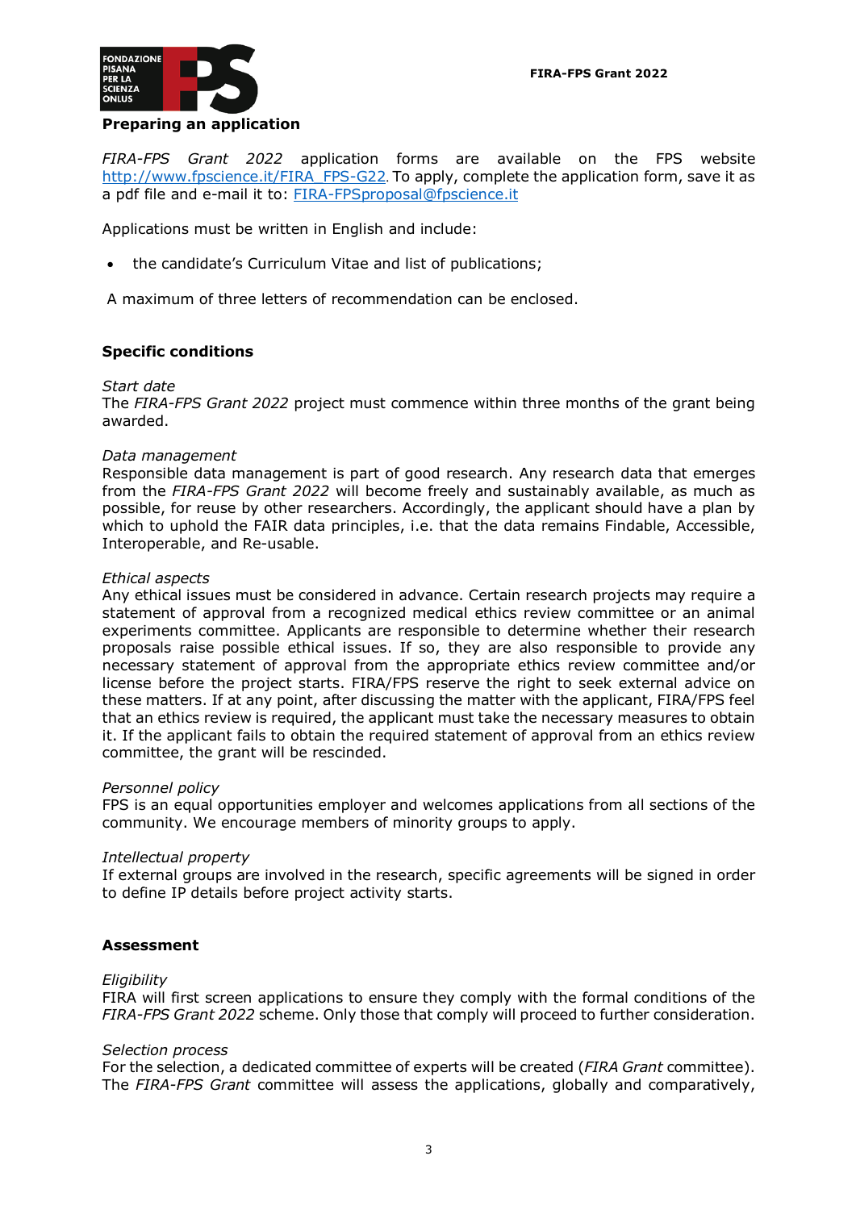## Preparing an application

*FIRA-FPS Grant 2022* application forms are available on the FPS website http://www.fpscience.it/FIRA_FPS-G22. To apply, complete the application form, save it as a pdf file and e-mail it to: FIRA-FPSproposal@fpscience.it

Applications must be written in English and include:

- the candidate's Curriculum Vitae and list of publications;

A maximum of three letters of recommendation can be enclosed.

## Specific conditions

*Start date*
The *FIRA-FPS Grant 2022* project must commence within three months of the grant being awarded.

*Data management*
Responsible data management is part of good research. Any research data that emerges from the *FIRA-FPS Grant 2022* will become freely and sustainably available, as much as possible, for reuse by other researchers. Accordingly, the applicant should have a plan by which to uphold the FAIR data principles, i.e. that the data remains Findable, Accessible, Interoperable, and Re-usable.

*Ethical aspects*
Any ethical issues must be considered in advance. Certain research projects may require a statement of approval from a recognized medical ethics review committee or an animal experiments committee. Applicants are responsible to determine whether their research proposals raise possible ethical issues. If so, they are also responsible to provide any necessary statement of approval from the appropriate ethics review committee and/or license before the project starts. FIRA/FPS reserve the right to seek external advice on these matters. If at any point, after discussing the matter with the applicant, FIRA/FPS feel that an ethics review is required, the applicant must take the necessary measures to obtain it. If the applicant fails to obtain the required statement of approval from an ethics review committee, the grant will be rescinded.

*Personnel policy*
FPS is an equal opportunities employer and welcomes applications from all sections of the community. We encourage members of minority groups to apply.

*Intellectual property*
If external groups are involved in the research, specific agreements will be signed in order to define IP details before project activity starts.

## Assessment

*Eligibility*
FIRA will first screen applications to ensure they comply with the formal conditions of the *FIRA-FPS Grant 2022* scheme. Only those that comply will proceed to further consideration.

*Selection process*
For the selection, a dedicated committee of experts will be created (*FIRA Grant* committee). The *FIRA-FPS Grant* committee will assess the applications, globally and comparatively,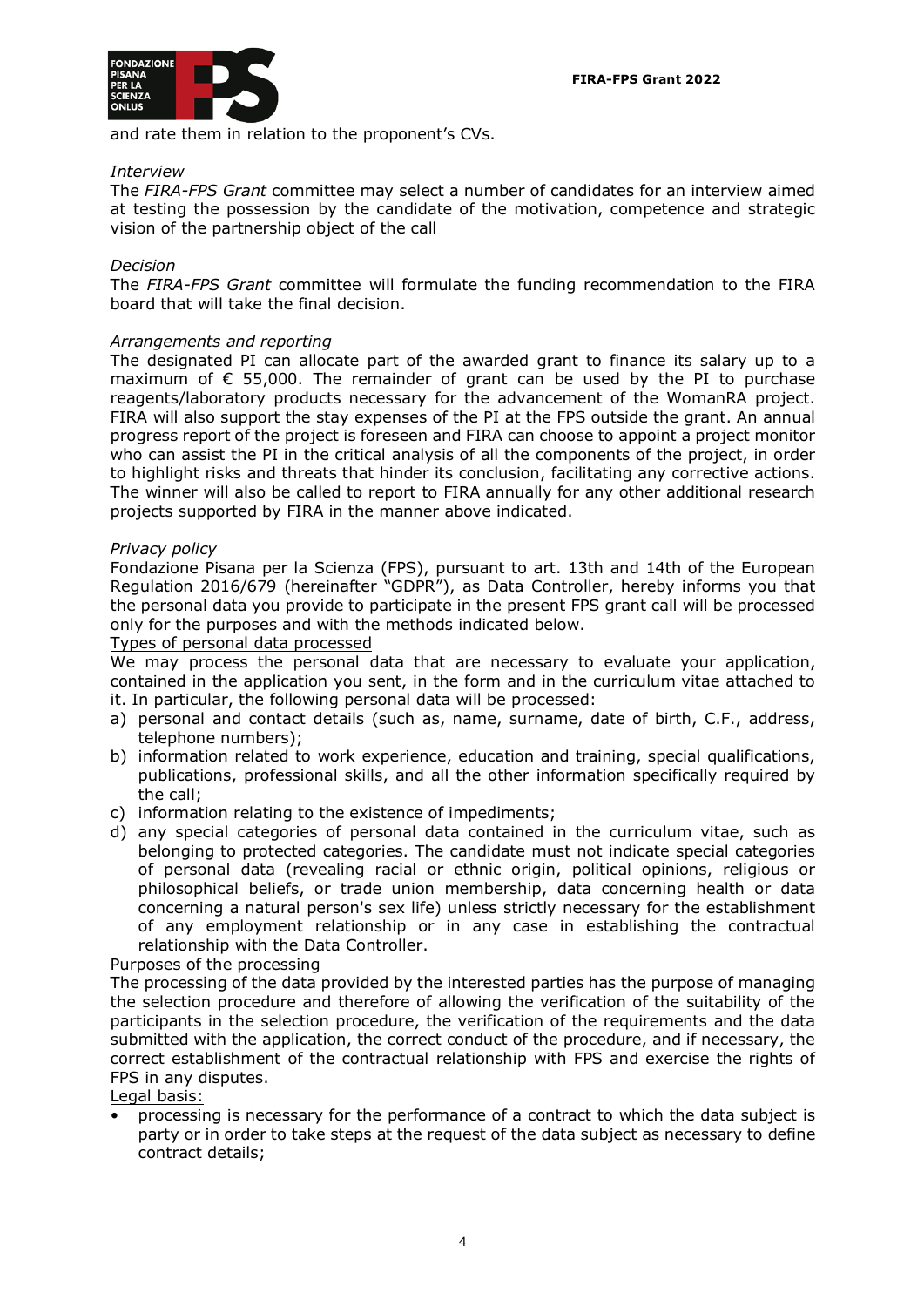and rate them in relation to the proponent's CVs.

*Interview*

The *FIRA-FPS Grant* committee may select a number of candidates for an interview aimed at testing the possession by the candidate of the motivation, competence and strategic vision of the partnership object of the call

*Decision*

The *FIRA-FPS Grant* committee will formulate the funding recommendation to the FIRA board that will take the final decision.

*Arrangements and reporting*

The designated PI can allocate part of the awarded grant to finance its salary up to a maximum of € 55,000. The remainder of grant can be used by the PI to purchase reagents/laboratory products necessary for the advancement of the WomanRA project. FIRA will also support the stay expenses of the PI at the FPS outside the grant. An annual progress report of the project is foreseen and FIRA can choose to appoint a project monitor who can assist the PI in the critical analysis of all the components of the project, in order to highlight risks and threats that hinder its conclusion, facilitating any corrective actions. The winner will also be called to report to FIRA annually for any other additional research projects supported by FIRA in the manner above indicated.

*Privacy policy*

Fondazione Pisana per la Scienza (FPS), pursuant to art. 13th and 14th of the European Regulation 2016/679 (hereinafter "GDPR"), as Data Controller, hereby informs you that the personal data you provide to participate in the present FPS grant call will be processed only for the purposes and with the methods indicated below.

<u>Types of personal data processed</u>

We may process the personal data that are necessary to evaluate your application, contained in the application you sent, in the form and in the curriculum vitae attached to it. In particular, the following personal data will be processed:

a) personal and contact details (such as, name, surname, date of birth, C.F., address, telephone numbers);
b) information related to work experience, education and training, special qualifications, publications, professional skills, and all the other information specifically required by the call;
c) information relating to the existence of impediments;
d) any special categories of personal data contained in the curriculum vitae, such as belonging to protected categories. The candidate must not indicate special categories of personal data (revealing racial or ethnic origin, political opinions, religious or philosophical beliefs, or trade union membership, data concerning health or data concerning a natural person's sex life) unless strictly necessary for the establishment of any employment relationship or in any case in establishing the contractual relationship with the Data Controller.

<u>Purposes of the processing</u>

The processing of the data provided by the interested parties has the purpose of managing the selection procedure and therefore of allowing the verification of the suitability of the participants in the selection procedure, the verification of the requirements and the data submitted with the application, the correct conduct of the procedure, and if necessary, the correct establishment of the contractual relationship with FPS and exercise the rights of FPS in any disputes.

<u>Legal basis:</u>

- processing is necessary for the performance of a contract to which the data subject is party or in order to take steps at the request of the data subject as necessary to define contract details;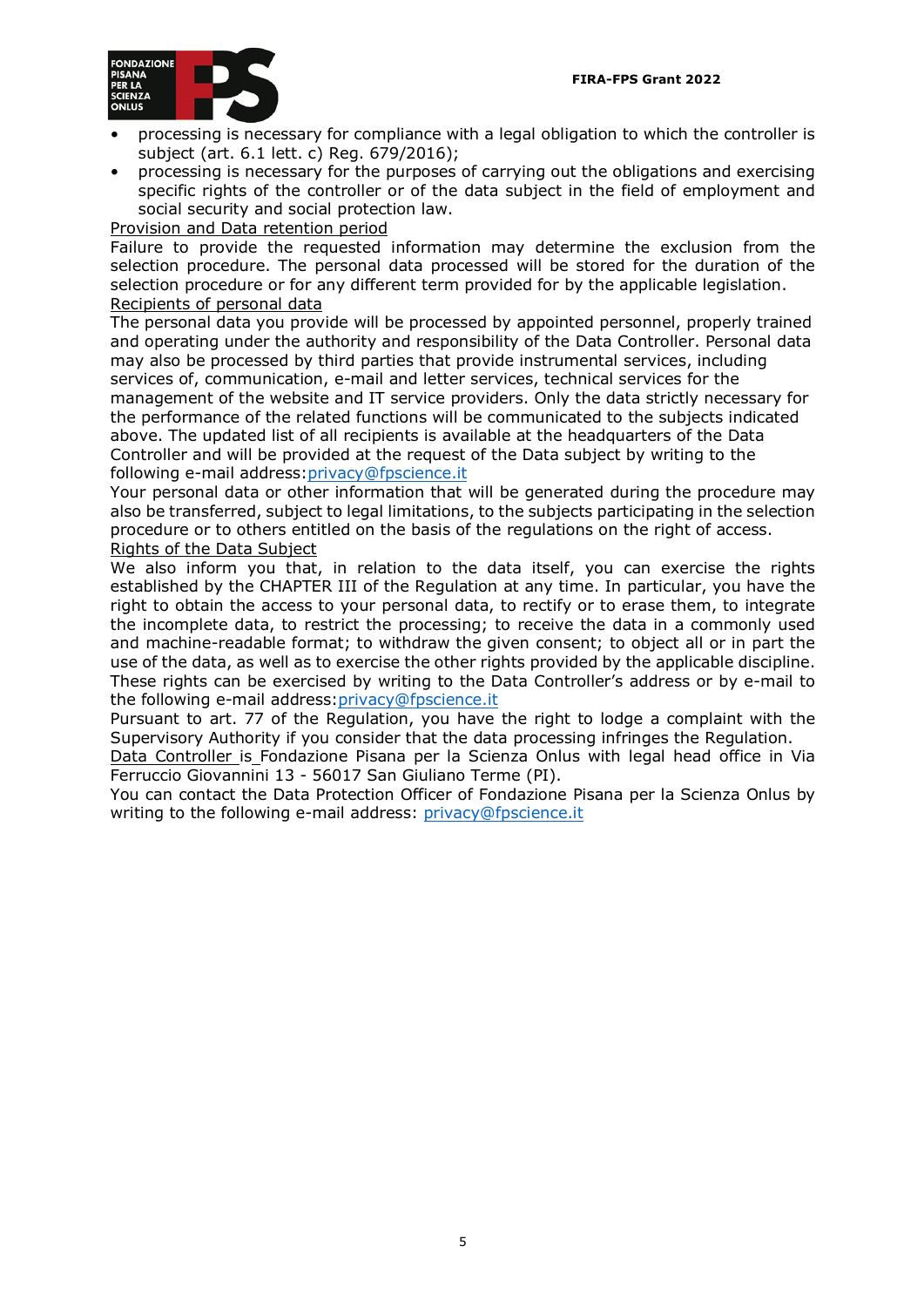- processing is necessary for compliance with a legal obligation to which the controller is subject (art. 6.1 lett. c) Reg. 679/2016);
- processing is necessary for the purposes of carrying out the obligations and exercising specific rights of the controller or of the data subject in the field of employment and social security and social protection law.

Provision and Data retention period

Failure to provide the requested information may determine the exclusion from the selection procedure. The personal data processed will be stored for the duration of the selection procedure or for any different term provided for by the applicable legislation.

Recipients of personal data

The personal data you provide will be processed by appointed personnel, properly trained and operating under the authority and responsibility of the Data Controller. Personal data may also be processed by third parties that provide instrumental services, including services of, communication, e-mail and letter services, technical services for the management of the website and IT service providers. Only the data strictly necessary for the performance of the related functions will be communicated to the subjects indicated above. The updated list of all recipients is available at the headquarters of the Data Controller and will be provided at the request of the Data subject by writing to the following e-mail address: privacy@fpscience.it

Your personal data or other information that will be generated during the procedure may also be transferred, subject to legal limitations, to the subjects participating in the selection procedure or to others entitled on the basis of the regulations on the right of access.

Rights of the Data Subject

We also inform you that, in relation to the data itself, you can exercise the rights established by the CHAPTER III of the Regulation at any time. In particular, you have the right to obtain the access to your personal data, to rectify or to erase them, to integrate the incomplete data, to restrict the processing; to receive the data in a commonly used and machine-readable format; to withdraw the given consent; to object all or in part the use of the data, as well as to exercise the other rights provided by the applicable discipline. These rights can be exercised by writing to the Data Controller's address or by e-mail to the following e-mail address: privacy@fpscience.it

Pursuant to art. 77 of the Regulation, you have the right to lodge a complaint with the Supervisory Authority if you consider that the data processing infringes the Regulation.

Data Controller is Fondazione Pisana per la Scienza Onlus with legal head office in Via Ferruccio Giovannini 13 - 56017 San Giuliano Terme (PI).

You can contact the Data Protection Officer of Fondazione Pisana per la Scienza Onlus by writing to the following e-mail address: privacy@fpscience.it